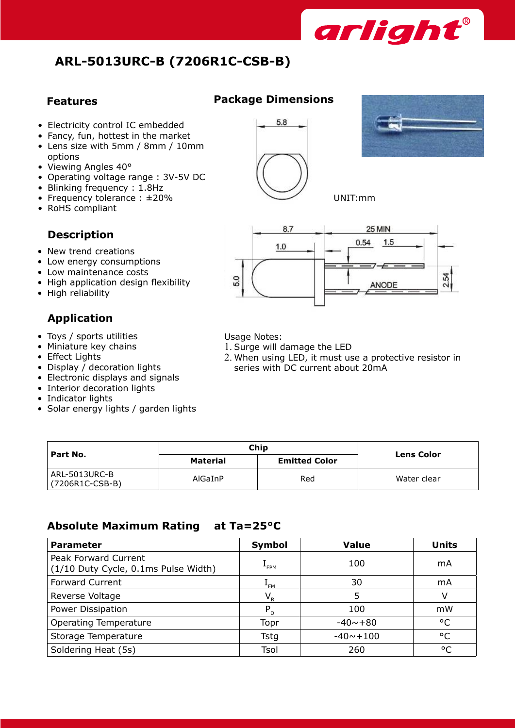# ARL-5013URC-B (7206R1C-CSB-B)

## Features

- Electricity control IC embedded
- Fancy, fun, hottest in the market
- Lens size with 5mm / 8mm / 10mm options
- Viewing Angles 40°
- Operating voltage range : 3V-5V DC
- Blinking frequency : 1.8Hz
- Frequency tolerance : ±20%
- RoHS compliant

## Package Dimensions

UNIT:mm

## Description

- New trend creations
- Low energy consumptions
- Low maintenance costs
- High application design flexibility
- High reliability

## Application

- Toys / sports utilities
- Miniature key chains
- Effect Lights
- Display / decoration lights
- Electronic displays and signals
- Interior decoration lights
- Indicator lights
- Solar energy lights / garden lights

Usage Notes:

1. Surge will damage the LED
2. When using LED, it must use a protective resistor in series with DC current about 20mA

| Part No. | Chip | | Lens Color |
|---|---|---|---|
| | Material | Emitted Color | |
| ARL-5013URC-B (7206R1C-CSB-B) | AlGaInP | Red | Water clear |

## Absolute Maximum Rating at Ta=25°C

| Parameter | Symbol | Value | Units |
|---|---|---|---|
| Peak Forward Current (1/10 Duty Cycle, 0.1ms Pulse Width) | $I_{FPM}$ | 100 | mA |
| Forward Current | $I_{FM}$ | 30 | mA |
| Reverse Voltage | $V_R$ | 5 | V |
| Power Dissipation | $P_D$ | 100 | mW |
| Operating Temperature | Topr | -40~+80 | °C |
| Storage Temperature | Tstg | -40~+100 | °C |
| Soldering Heat (5s) | Tsol | 260 | °C |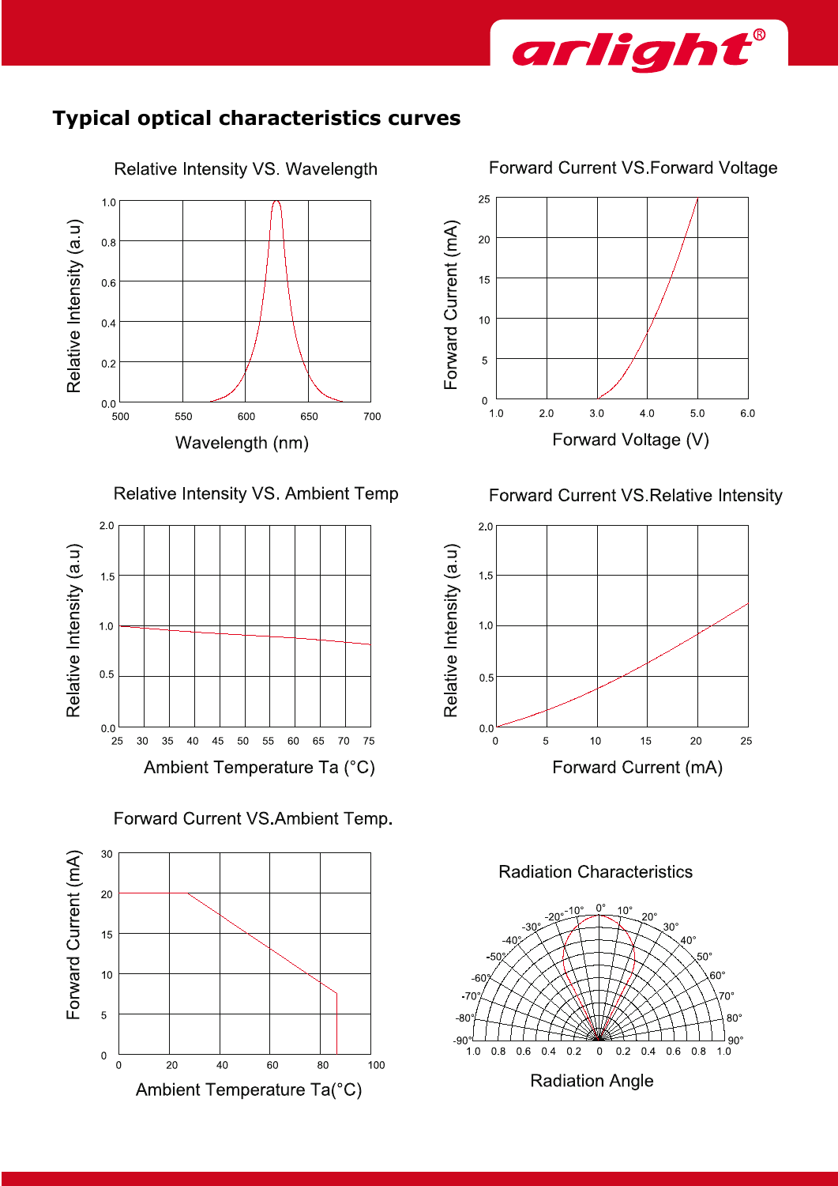## Typical optical characteristics curves

Relative Intensity VS. Wavelength

Forward Current VS.Forward Voltage

Relative Intensity VS. Ambient Temp

Forward Current VS.Relative Intensity

Forward Current VS.Ambient Temp.

Radiation Characteristics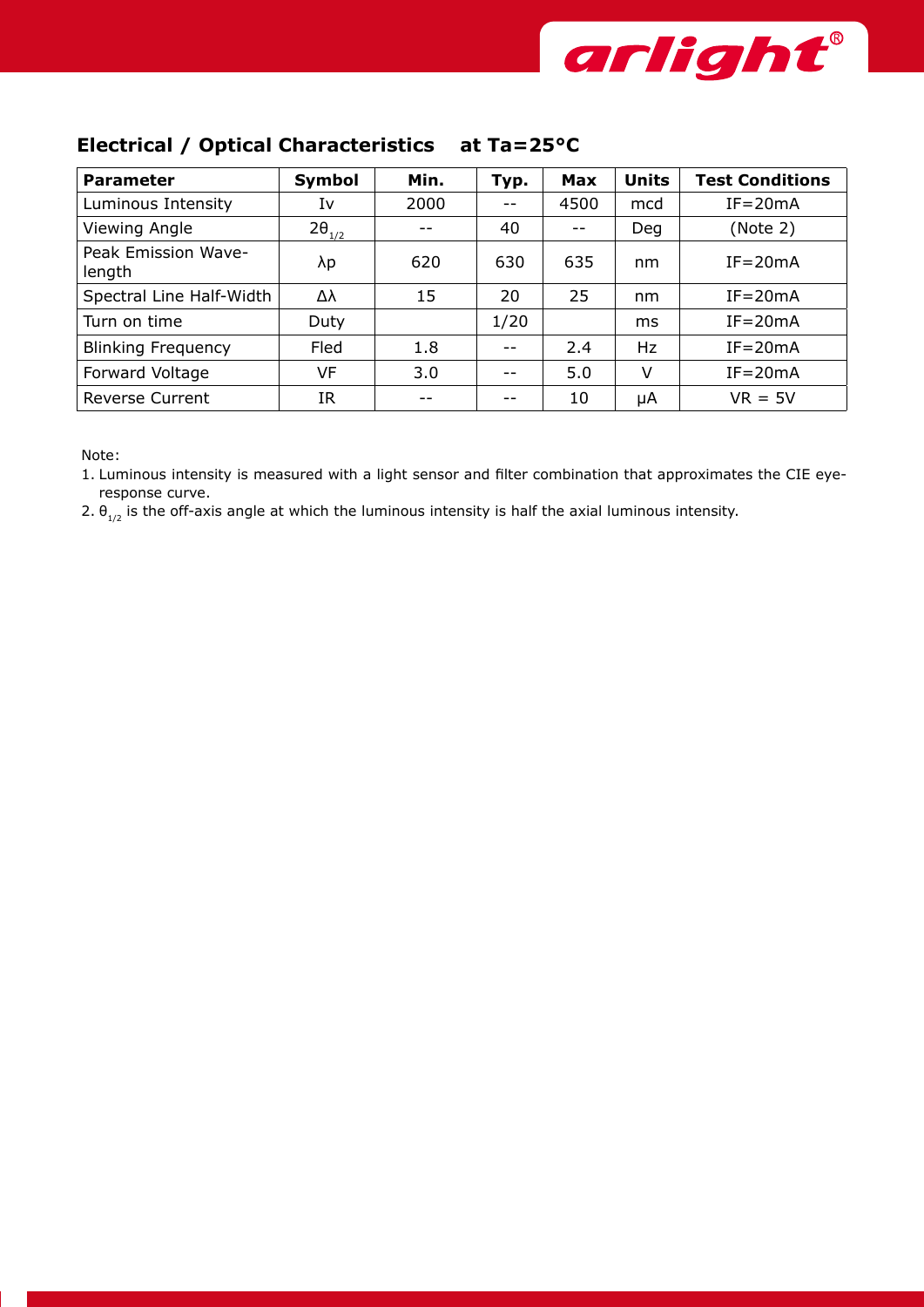## Electrical / Optical Characteristics    at Ta=25°C

| Parameter | Symbol | Min. | Typ. | Max | Units | Test Conditions |
|---|---|---|---|---|---|---|
| Luminous Intensity | Iv | 2000 | -- | 4500 | mcd | IF=20mA |
| Viewing Angle | $2\theta_{1/2}$ | -- | 40 | -- | Deg | (Note 2) |
| Peak Emission Wave-length | λp | 620 | 630 | 635 | nm | IF=20mA |
| Spectral Line Half-Width | Δλ | 15 | 20 | 25 | nm | IF=20mA |
| Turn on time | Duty | | 1/20 | | ms | IF=20mA |
| Blinking Frequency | Fled | 1.8 | -- | 2.4 | Hz | IF=20mA |
| Forward Voltage | VF | 3.0 | -- | 5.0 | V | IF=20mA |
| Reverse Current | IR | -- | -- | 10 | μA | VR = 5V |

Note:

1. Luminous intensity is measured with a light sensor and filter combination that approximates the CIE eye-response curve.
2. $\theta_{1/2}$ is the off-axis angle at which the luminous intensity is half the axial luminous intensity.